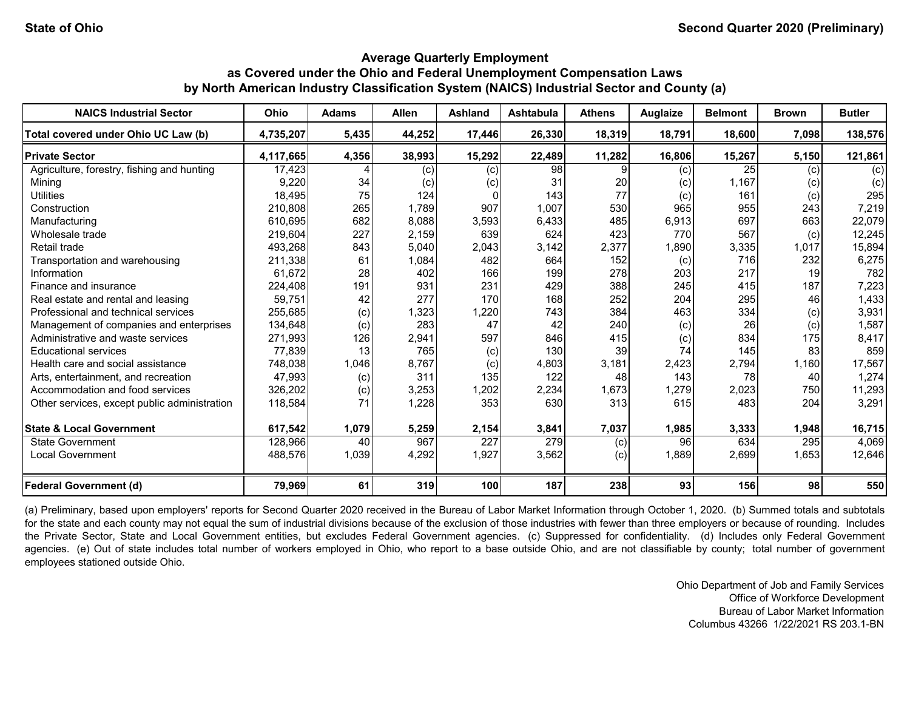State of Ohio

Second Quarter 2020 (Preliminary)

## Average Quarterly Employment as Covered under the Ohio and Federal Unemployment Compensation Laws by North American Industry Classification System (NAICS) Industrial Sector and County (a)

| NAICS Industrial Sector | Ohio | Adams | Allen | Ashland | Ashtabula | Athens | Auglaize | Belmont | Brown | Butler |
|---|---|---|---|---|---|---|---|---|---|---|
| **Total covered under Ohio UC Law (b)** | **4,735,207** | **5,435** | **44,252** | **17,446** | **26,330** | **18,319** | **18,791** | **18,600** | **7,098** | **138,576** |
| **Private Sector** | **4,117,665** | **4,356** | **38,993** | **15,292** | **22,489** | **11,282** | **16,806** | **15,267** | **5,150** | **121,861** |
| Agriculture, forestry, fishing and hunting | 17,423 | 4 | (c) | (c) | 98 | 9 | (c) | 25 | (c) | (c) |
| Mining | 9,220 | 34 | (c) | (c) | 31 | 20 | (c) | 1,167 | (c) | (c) |
| Utilities | 18,495 | 75 | 124 | 0 | 143 | 77 | (c) | 161 | (c) | 295 |
| Construction | 210,808 | 265 | 1,789 | 907 | 1,007 | 530 | 965 | 955 | 243 | 7,219 |
| Manufacturing | 610,695 | 682 | 8,088 | 3,593 | 6,433 | 485 | 6,913 | 697 | 663 | 22,079 |
| Wholesale trade | 219,604 | 227 | 2,159 | 639 | 624 | 423 | 770 | 567 | (c) | 12,245 |
| Retail trade | 493,268 | 843 | 5,040 | 2,043 | 3,142 | 2,377 | 1,890 | 3,335 | 1,017 | 15,894 |
| Transportation and warehousing | 211,338 | 61 | 1,084 | 482 | 664 | 152 | (c) | 716 | 232 | 6,275 |
| Information | 61,672 | 28 | 402 | 166 | 199 | 278 | 203 | 217 | 19 | 782 |
| Finance and insurance | 224,408 | 191 | 931 | 231 | 429 | 388 | 245 | 415 | 187 | 7,223 |
| Real estate and rental and leasing | 59,751 | 42 | 277 | 170 | 168 | 252 | 204 | 295 | 46 | 1,433 |
| Professional and technical services | 255,685 | (c) | 1,323 | 1,220 | 743 | 384 | 463 | 334 | (c) | 3,931 |
| Management of companies and enterprises | 134,648 | (c) | 283 | 47 | 42 | 240 | (c) | 26 | (c) | 1,587 |
| Administrative and waste services | 271,993 | 126 | 2,941 | 597 | 846 | 415 | (c) | 834 | 175 | 8,417 |
| Educational services | 77,839 | 13 | 765 | (c) | 130 | 39 | 74 | 145 | 83 | 859 |
| Health care and social assistance | 748,038 | 1,046 | 8,767 | (c) | 4,803 | 3,181 | 2,423 | 2,794 | 1,160 | 17,567 |
| Arts, entertainment, and recreation | 47,993 | (c) | 311 | 135 | 122 | 48 | 143 | 78 | 40 | 1,274 |
| Accommodation and food services | 326,202 | (c) | 3,253 | 1,202 | 2,234 | 1,673 | 1,279 | 2,023 | 750 | 11,293 |
| Other services, except public administration | 118,584 | 71 | 1,228 | 353 | 630 | 313 | 615 | 483 | 204 | 3,291 |
| **State & Local Government** | **617,542** | **1,079** | **5,259** | **2,154** | **3,841** | **7,037** | **1,985** | **3,333** | **1,948** | **16,715** |
| State Government | 128,966 | 40 | 967 | 227 | 279 | (c) | 96 | 634 | 295 | 4,069 |
| Local Government | 488,576 | 1,039 | 4,292 | 1,927 | 3,562 | (c) | 1,889 | 2,699 | 1,653 | 12,646 |
| **Federal Government (d)** | **79,969** | **61** | **319** | **100** | **187** | **238** | **93** | **156** | **98** | **550** |

(a) Preliminary, based upon employers' reports for Second Quarter 2020 received in the Bureau of Labor Market Information through October 1, 2020. (b) Summed totals and subtotals for the state and each county may not equal the sum of industrial divisions because of the exclusion of those industries with fewer than three employers or because of rounding. Includes the Private Sector, State and Local Government entities, but excludes Federal Government agencies. (c) Suppressed for confidentiality. (d) Includes only Federal Government agencies. (e) Out of state includes total number of workers employed in Ohio, who report to a base outside Ohio, and are not classifiable by county; total number of government employees stationed outside Ohio.

Ohio Department of Job and Family Services
Office of Workforce Development
Bureau of Labor Market Information
Columbus 43266 1/22/2021 RS 203.1-BN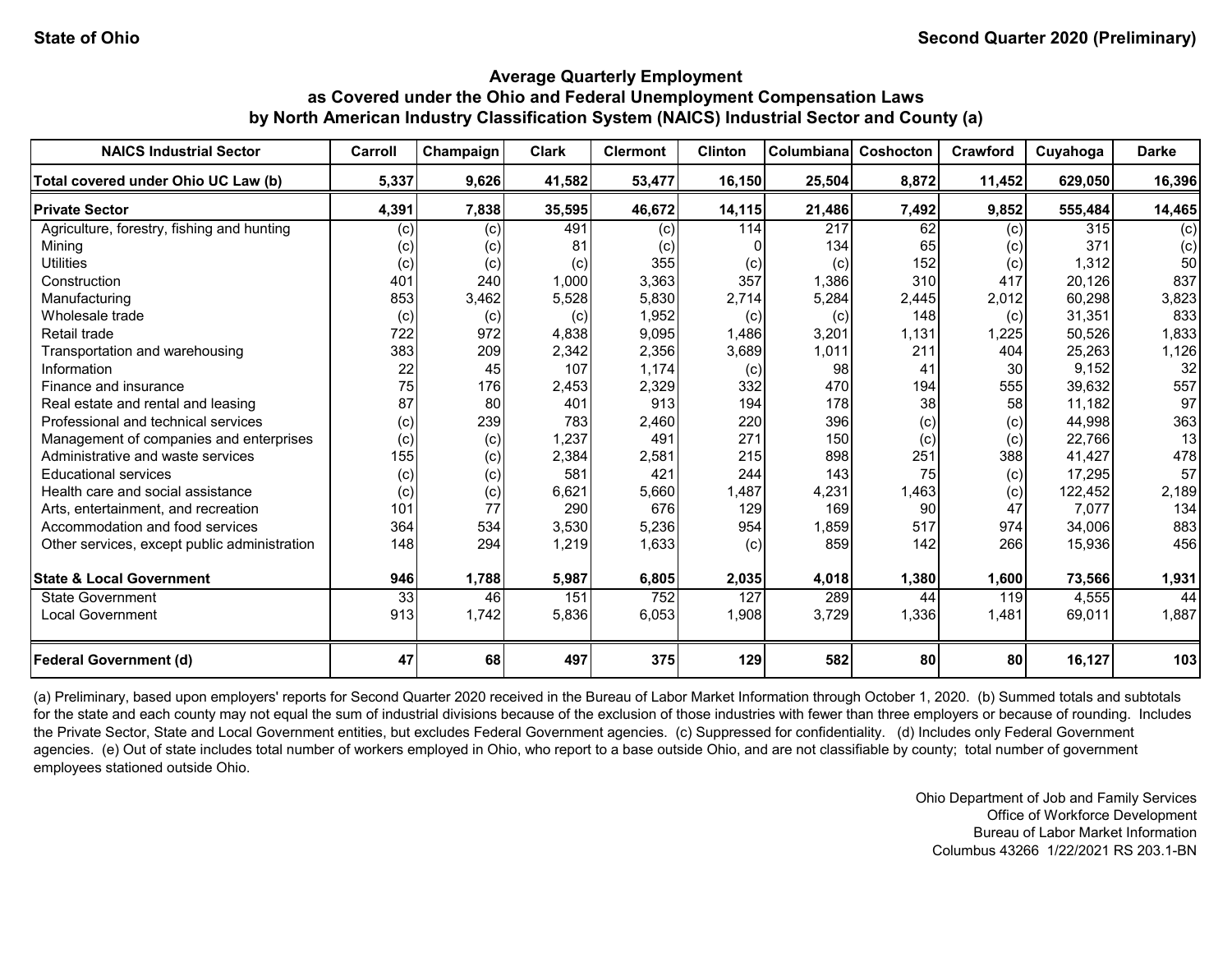State of Ohio

Second Quarter 2020 (Preliminary)

**Average Quarterly Employment as Covered under the Ohio and Federal Unemployment Compensation Laws by North American Industry Classification System (NAICS) Industrial Sector and County (a)**

| NAICS Industrial Sector | Carroll | Champaign | Clark | Clermont | Clinton | Columbiana | Coshocton | Crawford | Cuyahoga | Darke |
|---|---|---|---|---|---|---|---|---|---|---|
| **Total covered under Ohio UC Law (b)** | **5,337** | **9,626** | **41,582** | **53,477** | **16,150** | **25,504** | **8,872** | **11,452** | **629,050** | **16,396** |
| **Private Sector** | **4,391** | **7,838** | **35,595** | **46,672** | **14,115** | **21,486** | **7,492** | **9,852** | **555,484** | **14,465** |
| Agriculture, forestry, fishing and hunting | (c) | (c) | 491 | (c) | 114 | 217 | 62 | (c) | 315 | (c) |
| Mining | (c) | (c) | 81 | (c) | 0 | 134 | 65 | (c) | 371 | (c) |
| Utilities | (c) | (c) | (c) | 355 | (c) | (c) | 152 | (c) | 1,312 | 50 |
| Construction | 401 | 240 | 1,000 | 3,363 | 357 | 1,386 | 310 | 417 | 20,126 | 837 |
| Manufacturing | 853 | 3,462 | 5,528 | 5,830 | 2,714 | 5,284 | 2,445 | 2,012 | 60,298 | 3,823 |
| Wholesale trade | (c) | (c) | (c) | 1,952 | (c) | (c) | 148 | (c) | 31,351 | 833 |
| Retail trade | 722 | 972 | 4,838 | 9,095 | 1,486 | 3,201 | 1,131 | 1,225 | 50,526 | 1,833 |
| Transportation and warehousing | 383 | 209 | 2,342 | 2,356 | 3,689 | 1,011 | 211 | 404 | 25,263 | 1,126 |
| Information | 22 | 45 | 107 | 1,174 | (c) | 98 | 41 | 30 | 9,152 | 32 |
| Finance and insurance | 75 | 176 | 2,453 | 2,329 | 332 | 470 | 194 | 555 | 39,632 | 557 |
| Real estate and rental and leasing | 87 | 80 | 401 | 913 | 194 | 178 | 38 | 58 | 11,182 | 97 |
| Professional and technical services | (c) | 239 | 783 | 2,460 | 220 | 396 | (c) | (c) | 44,998 | 363 |
| Management of companies and enterprises | (c) | (c) | 1,237 | 491 | 271 | 150 | (c) | (c) | 22,766 | 13 |
| Administrative and waste services | 155 | (c) | 2,384 | 2,581 | 215 | 898 | 251 | 388 | 41,427 | 478 |
| Educational services | (c) | (c) | 581 | 421 | 244 | 143 | 75 | (c) | 17,295 | 57 |
| Health care and social assistance | (c) | (c) | 6,621 | 5,660 | 1,487 | 4,231 | 1,463 | (c) | 122,452 | 2,189 |
| Arts, entertainment, and recreation | 101 | 77 | 290 | 676 | 129 | 169 | 90 | 47 | 7,077 | 134 |
| Accommodation and food services | 364 | 534 | 3,530 | 5,236 | 954 | 1,859 | 517 | 974 | 34,006 | 883 |
| Other services, except public administration | 148 | 294 | 1,219 | 1,633 | (c) | 859 | 142 | 266 | 15,936 | 456 |
| **State & Local Government** | **946** | **1,788** | **5,987** | **6,805** | **2,035** | **4,018** | **1,380** | **1,600** | **73,566** | **1,931** |
| State Government | 33 | 46 | 151 | 752 | 127 | 289 | 44 | 119 | 4,555 | 44 |
| Local Government | 913 | 1,742 | 5,836 | 6,053 | 1,908 | 3,729 | 1,336 | 1,481 | 69,011 | 1,887 |
| **Federal Government (d)** | **47** | **68** | **497** | **375** | **129** | **582** | **80** | **80** | **16,127** | **103** |

(a) Preliminary, based upon employers' reports for Second Quarter 2020 received in the Bureau of Labor Market Information through October 1, 2020. (b) Summed totals and subtotals for the state and each county may not equal the sum of industrial divisions because of the exclusion of those industries with fewer than three employers or because of rounding. Includes the Private Sector, State and Local Government entities, but excludes Federal Government agencies. (c) Suppressed for confidentiality. (d) Includes only Federal Government agencies. (e) Out of state includes total number of workers employed in Ohio, who report to a base outside Ohio, and are not classifiable by county; total number of government employees stationed outside Ohio.

Ohio Department of Job and Family Services
Office of Workforce Development
Bureau of Labor Market Information
Columbus 43266 1/22/2021 RS 203.1-BN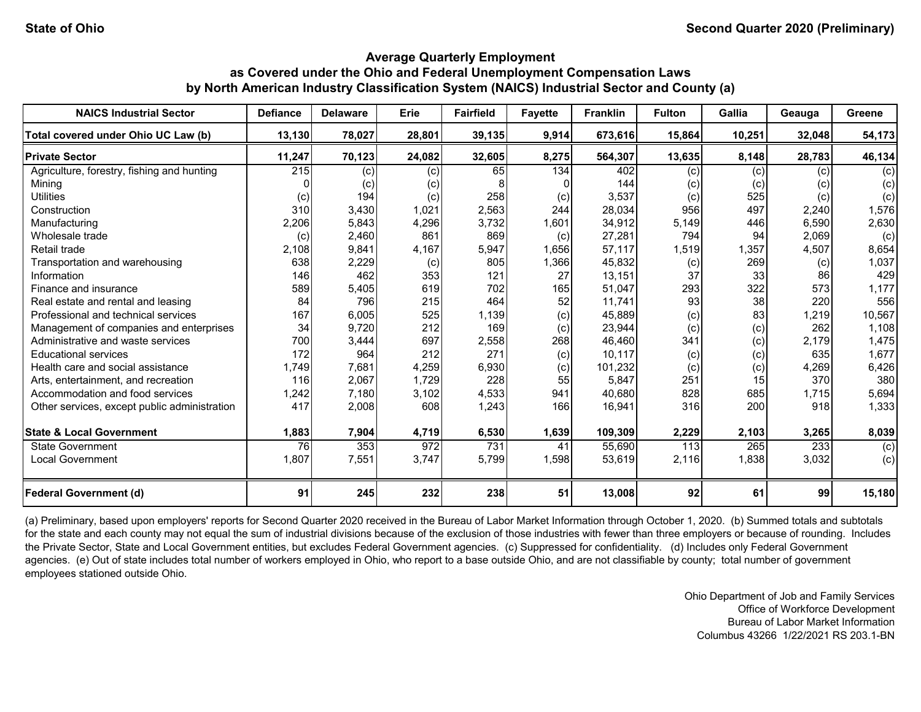State of Ohio

Second Quarter 2020 (Preliminary)

## Average Quarterly Employment as Covered under the Ohio and Federal Unemployment Compensation Laws by North American Industry Classification System (NAICS) Industrial Sector and County (a)

| NAICS Industrial Sector | Defiance | Delaware | Erie | Fairfield | Fayette | Franklin | Fulton | Gallia | Geauga | Greene |
|---|---|---|---|---|---|---|---|---|---|---|
| **Total covered under Ohio UC Law (b)** | **13,130** | **78,027** | **28,801** | **39,135** | **9,914** | **673,616** | **15,864** | **10,251** | **32,048** | **54,173** |
| **Private Sector** | **11,247** | **70,123** | **24,082** | **32,605** | **8,275** | **564,307** | **13,635** | **8,148** | **28,783** | **46,134** |
| Agriculture, forestry, fishing and hunting | 215 | (c) | (c) | 65 | 134 | 402 | (c) | (c) | (c) | (c) |
| Mining | 0 | (c) | (c) | 8 | 0 | 144 | (c) | (c) | (c) | (c) |
| Utilities | (c) | 194 | (c) | 258 | (c) | 3,537 | (c) | 525 | (c) | (c) |
| Construction | 310 | 3,430 | 1,021 | 2,563 | 244 | 28,034 | 956 | 497 | 2,240 | 1,576 |
| Manufacturing | 2,206 | 5,843 | 4,296 | 3,732 | 1,601 | 34,912 | 5,149 | 446 | 6,590 | 2,630 |
| Wholesale trade | (c) | 2,460 | 861 | 869 | (c) | 27,281 | 794 | 94 | 2,069 | (c) |
| Retail trade | 2,108 | 9,841 | 4,167 | 5,947 | 1,656 | 57,117 | 1,519 | 1,357 | 4,507 | 8,654 |
| Transportation and warehousing | 638 | 2,229 | (c) | 805 | 1,366 | 45,832 | (c) | 269 | (c) | 1,037 |
| Information | 146 | 462 | 353 | 121 | 27 | 13,151 | 37 | 33 | 86 | 429 |
| Finance and insurance | 589 | 5,405 | 619 | 702 | 165 | 51,047 | 293 | 322 | 573 | 1,177 |
| Real estate and rental and leasing | 84 | 796 | 215 | 464 | 52 | 11,741 | 93 | 38 | 220 | 556 |
| Professional and technical services | 167 | 6,005 | 525 | 1,139 | (c) | 45,889 | (c) | 83 | 1,219 | 10,567 |
| Management of companies and enterprises | 34 | 9,720 | 212 | 169 | (c) | 23,944 | (c) | (c) | 262 | 1,108 |
| Administrative and waste services | 700 | 3,444 | 697 | 2,558 | 268 | 46,460 | 341 | (c) | 2,179 | 1,475 |
| Educational services | 172 | 964 | 212 | 271 | (c) | 10,117 | (c) | (c) | 635 | 1,677 |
| Health care and social assistance | 1,749 | 7,681 | 4,259 | 6,930 | (c) | 101,232 | (c) | (c) | 4,269 | 6,426 |
| Arts, entertainment, and recreation | 116 | 2,067 | 1,729 | 228 | 55 | 5,847 | 251 | 15 | 370 | 380 |
| Accommodation and food services | 1,242 | 7,180 | 3,102 | 4,533 | 941 | 40,680 | 828 | 685 | 1,715 | 5,694 |
| Other services, except public administration | 417 | 2,008 | 608 | 1,243 | 166 | 16,941 | 316 | 200 | 918 | 1,333 |
| **State & Local Government** | **1,883** | **7,904** | **4,719** | **6,530** | **1,639** | **109,309** | **2,229** | **2,103** | **3,265** | **8,039** |
| State Government | 76 | 353 | 972 | 731 | 41 | 55,690 | 113 | 265 | 233 | (c) |
| Local Government | 1,807 | 7,551 | 3,747 | 5,799 | 1,598 | 53,619 | 2,116 | 1,838 | 3,032 | (c) |
| **Federal Government (d)** | **91** | **245** | **232** | **238** | **51** | **13,008** | **92** | **61** | **99** | **15,180** |

(a) Preliminary, based upon employers' reports for Second Quarter 2020 received in the Bureau of Labor Market Information through October 1, 2020. (b) Summed totals and subtotals for the state and each county may not equal the sum of industrial divisions because of the exclusion of those industries with fewer than three employers or because of rounding. Includes the Private Sector, State and Local Government entities, but excludes Federal Government agencies. (c) Suppressed for confidentiality. (d) Includes only Federal Government agencies. (e) Out of state includes total number of workers employed in Ohio, who report to a base outside Ohio, and are not classifiable by county; total number of government employees stationed outside Ohio.

Ohio Department of Job and Family Services
Office of Workforce Development
Bureau of Labor Market Information
Columbus 43266 1/22/2021 RS 203.1-BN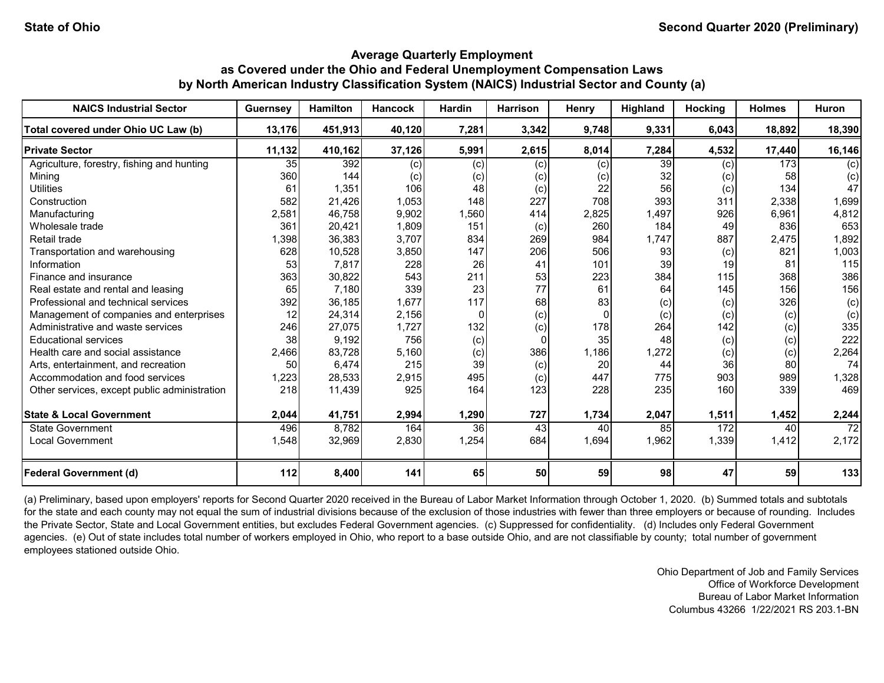State of Ohio | Second Quarter 2020 (Preliminary)

## Average Quarterly Employment as Covered under the Ohio and Federal Unemployment Compensation Laws by North American Industry Classification System (NAICS) Industrial Sector and County (a)

| NAICS Industrial Sector | Guernsey | Hamilton | Hancock | Hardin | Harrison | Henry | Highland | Hocking | Holmes | Huron |
|---|---|---|---|---|---|---|---|---|---|---|
| **Total covered under Ohio UC Law (b)** | **13,176** | **451,913** | **40,120** | **7,281** | **3,342** | **9,748** | **9,331** | **6,043** | **18,892** | **18,390** |
| **Private Sector** | **11,132** | **410,162** | **37,126** | **5,991** | **2,615** | **8,014** | **7,284** | **4,532** | **17,440** | **16,146** |
| Agriculture, forestry, fishing and hunting | 35 | 392 | (c) | (c) | (c) | (c) | 39 | (c) | 173 | (c) |
| Mining | 360 | 144 | (c) | (c) | (c) | (c) | 32 | (c) | 58 | (c) |
| Utilities | 61 | 1,351 | 106 | 48 | (c) | 22 | 56 | (c) | 134 | 47 |
| Construction | 582 | 21,426 | 1,053 | 148 | 227 | 708 | 393 | 311 | 2,338 | 1,699 |
| Manufacturing | 2,581 | 46,758 | 9,902 | 1,560 | 414 | 2,825 | 1,497 | 926 | 6,961 | 4,812 |
| Wholesale trade | 361 | 20,421 | 1,809 | 151 | (c) | 260 | 184 | 49 | 836 | 653 |
| Retail trade | 1,398 | 36,383 | 3,707 | 834 | 269 | 984 | 1,747 | 887 | 2,475 | 1,892 |
| Transportation and warehousing | 628 | 10,528 | 3,850 | 147 | 206 | 506 | 93 | (c) | 821 | 1,003 |
| Information | 53 | 7,817 | 228 | 26 | 41 | 101 | 39 | 19 | 81 | 115 |
| Finance and insurance | 363 | 30,822 | 543 | 211 | 53 | 223 | 384 | 115 | 368 | 386 |
| Real estate and rental and leasing | 65 | 7,180 | 339 | 23 | 77 | 61 | 64 | 145 | 156 | 156 |
| Professional and technical services | 392 | 36,185 | 1,677 | 117 | 68 | 83 | (c) | (c) | 326 | (c) |
| Management of companies and enterprises | 12 | 24,314 | 2,156 | 0 | (c) | 0 | (c) | (c) | (c) | (c) |
| Administrative and waste services | 246 | 27,075 | 1,727 | 132 | (c) | 178 | 264 | 142 | (c) | 335 |
| Educational services | 38 | 9,192 | 756 | (c) | 0 | 35 | 48 | (c) | (c) | 222 |
| Health care and social assistance | 2,466 | 83,728 | 5,160 | (c) | 386 | 1,186 | 1,272 | (c) | (c) | 2,264 |
| Arts, entertainment, and recreation | 50 | 6,474 | 215 | 39 | (c) | 20 | 44 | 36 | 80 | 74 |
| Accommodation and food services | 1,223 | 28,533 | 2,915 | 495 | (c) | 447 | 775 | 903 | 989 | 1,328 |
| Other services, except public administration | 218 | 11,439 | 925 | 164 | 123 | 228 | 235 | 160 | 339 | 469 |
| **State & Local Government** | **2,044** | **41,751** | **2,994** | **1,290** | **727** | **1,734** | **2,047** | **1,511** | **1,452** | **2,244** |
| State Government | 496 | 8,782 | 164 | 36 | 43 | 40 | 85 | 172 | 40 | 72 |
| Local Government | 1,548 | 32,969 | 2,830 | 1,254 | 684 | 1,694 | 1,962 | 1,339 | 1,412 | 2,172 |
| **Federal Government (d)** | **112** | **8,400** | **141** | **65** | **50** | **59** | **98** | **47** | **59** | **133** |

(a) Preliminary, based upon employers' reports for Second Quarter 2020 received in the Bureau of Labor Market Information through October 1, 2020. (b) Summed totals and subtotals for the state and each county may not equal the sum of industrial divisions because of the exclusion of those industries with fewer than three employers or because of rounding. Includes the Private Sector, State and Local Government entities, but excludes Federal Government agencies. (c) Suppressed for confidentiality. (d) Includes only Federal Government agencies. (e) Out of state includes total number of workers employed in Ohio, who report to a base outside Ohio, and are not classifiable by county; total number of government employees stationed outside Ohio.

Ohio Department of Job and Family Services
Office of Workforce Development
Bureau of Labor Market Information
Columbus 43266 1/22/2021 RS 203.1-BN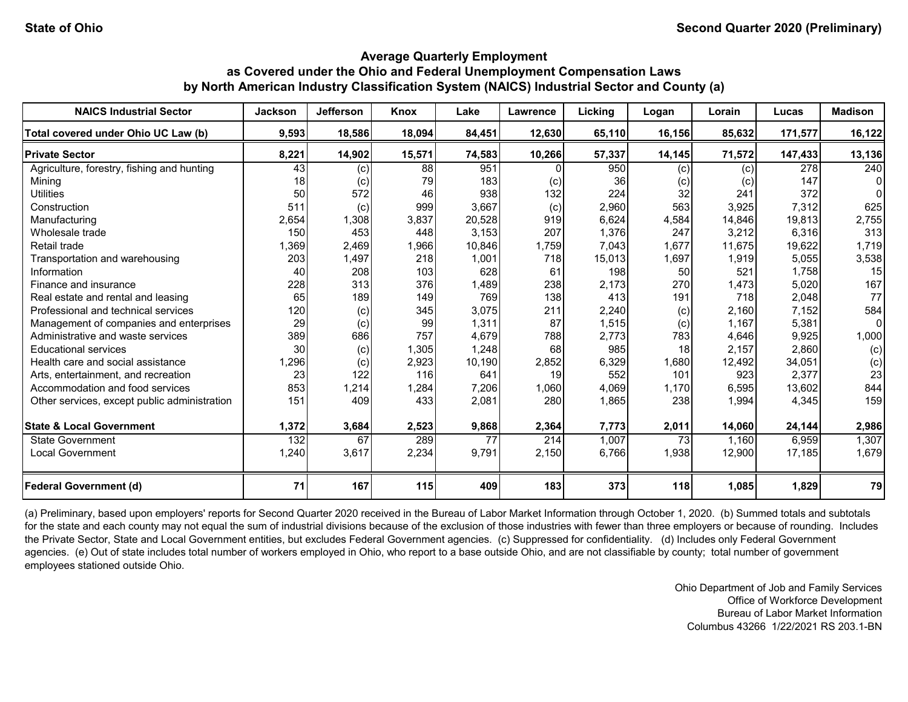State of Ohio

Second Quarter 2020 (Preliminary)

## Average Quarterly Employment as Covered under the Ohio and Federal Unemployment Compensation Laws by North American Industry Classification System (NAICS) Industrial Sector and County (a)

| NAICS Industrial Sector | Jackson | Jefferson | Knox | Lake | Lawrence | Licking | Logan | Lorain | Lucas | Madison |
|---|---|---|---|---|---|---|---|---|---|---|
| **Total covered under Ohio UC Law (b)** | **9,593** | **18,586** | **18,094** | **84,451** | **12,630** | **65,110** | **16,156** | **85,632** | **171,577** | **16,122** |
| **Private Sector** | **8,221** | **14,902** | **15,571** | **74,583** | **10,266** | **57,337** | **14,145** | **71,572** | **147,433** | **13,136** |
| Agriculture, forestry, fishing and hunting | 43 | (c) | 88 | 951 | 0 | 950 | (c) | (c) | 278 | 240 |
| Mining | 18 | (c) | 79 | 183 | (c) | 36 | (c) | (c) | 147 | 0 |
| Utilities | 50 | 572 | 46 | 938 | 132 | 224 | 32 | 241 | 372 | 0 |
| Construction | 511 | (c) | 999 | 3,667 | (c) | 2,960 | 563 | 3,925 | 7,312 | 625 |
| Manufacturing | 2,654 | 1,308 | 3,837 | 20,528 | 919 | 6,624 | 4,584 | 14,846 | 19,813 | 2,755 |
| Wholesale trade | 150 | 453 | 448 | 3,153 | 207 | 1,376 | 247 | 3,212 | 6,316 | 313 |
| Retail trade | 1,369 | 2,469 | 1,966 | 10,846 | 1,759 | 7,043 | 1,677 | 11,675 | 19,622 | 1,719 |
| Transportation and warehousing | 203 | 1,497 | 218 | 1,001 | 718 | 15,013 | 1,697 | 1,919 | 5,055 | 3,538 |
| Information | 40 | 208 | 103 | 628 | 61 | 198 | 50 | 521 | 1,758 | 15 |
| Finance and insurance | 228 | 313 | 376 | 1,489 | 238 | 2,173 | 270 | 1,473 | 5,020 | 167 |
| Real estate and rental and leasing | 65 | 189 | 149 | 769 | 138 | 413 | 191 | 718 | 2,048 | 77 |
| Professional and technical services | 120 | (c) | 345 | 3,075 | 211 | 2,240 | (c) | 2,160 | 7,152 | 584 |
| Management of companies and enterprises | 29 | (c) | 99 | 1,311 | 87 | 1,515 | (c) | 1,167 | 5,381 | 0 |
| Administrative and waste services | 389 | 686 | 757 | 4,679 | 788 | 2,773 | 783 | 4,646 | 9,925 | 1,000 |
| Educational services | 30 | (c) | 1,305 | 1,248 | 68 | 985 | 18 | 2,157 | 2,860 | (c) |
| Health care and social assistance | 1,296 | (c) | 2,923 | 10,190 | 2,852 | 6,329 | 1,680 | 12,492 | 34,051 | (c) |
| Arts, entertainment, and recreation | 23 | 122 | 116 | 641 | 19 | 552 | 101 | 923 | 2,377 | 23 |
| Accommodation and food services | 853 | 1,214 | 1,284 | 7,206 | 1,060 | 4,069 | 1,170 | 6,595 | 13,602 | 844 |
| Other services, except public administration | 151 | 409 | 433 | 2,081 | 280 | 1,865 | 238 | 1,994 | 4,345 | 159 |
| **State & Local Government** | **1,372** | **3,684** | **2,523** | **9,868** | **2,364** | **7,773** | **2,011** | **14,060** | **24,144** | **2,986** |
| State Government | 132 | 67 | 289 | 77 | 214 | 1,007 | 73 | 1,160 | 6,959 | 1,307 |
| Local Government | 1,240 | 3,617 | 2,234 | 9,791 | 2,150 | 6,766 | 1,938 | 12,900 | 17,185 | 1,679 |
| **Federal Government (d)** | **71** | **167** | **115** | **409** | **183** | **373** | **118** | **1,085** | **1,829** | **79** |

(a) Preliminary, based upon employers' reports for Second Quarter 2020 received in the Bureau of Labor Market Information through October 1, 2020. (b) Summed totals and subtotals for the state and each county may not equal the sum of industrial divisions because of the exclusion of those industries with fewer than three employers or because of rounding. Includes the Private Sector, State and Local Government entities, but excludes Federal Government agencies. (c) Suppressed for confidentiality. (d) Includes only Federal Government agencies. (e) Out of state includes total number of workers employed in Ohio, who report to a base outside Ohio, and are not classifiable by county; total number of government employees stationed outside Ohio.

Ohio Department of Job and Family Services
Office of Workforce Development
Bureau of Labor Market Information
Columbus 43266 1/22/2021 RS 203.1-BN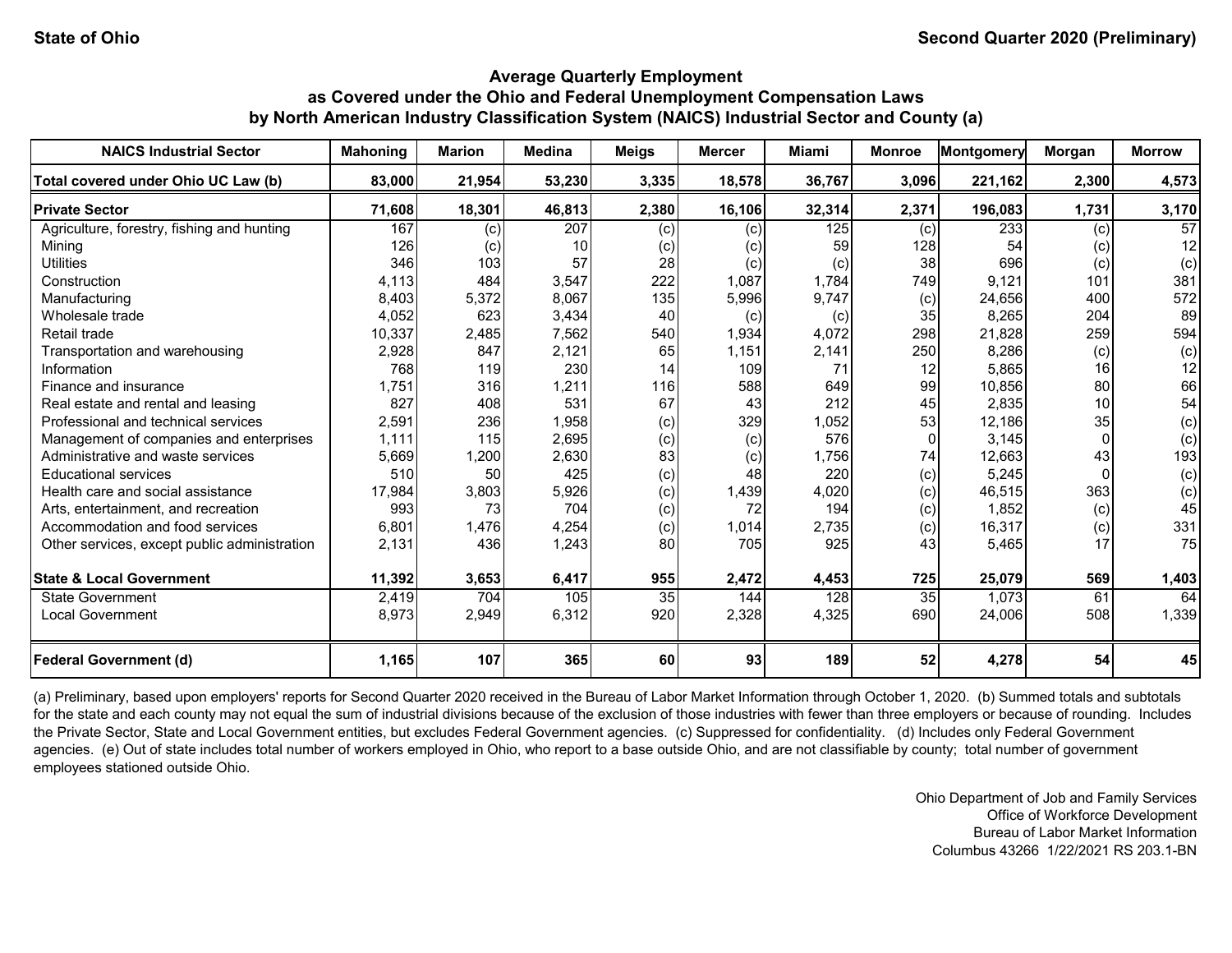State of Ohio

Second Quarter 2020 (Preliminary)

## Average Quarterly Employment as Covered under the Ohio and Federal Unemployment Compensation Laws by North American Industry Classification System (NAICS) Industrial Sector and County (a)

| NAICS Industrial Sector | Mahoning | Marion | Medina | Meigs | Mercer | Miami | Monroe | Montgomery | Morgan | Morrow |
|---|---|---|---|---|---|---|---|---|---|---|
| **Total covered under Ohio UC Law (b)** | **83,000** | **21,954** | **53,230** | **3,335** | **18,578** | **36,767** | **3,096** | **221,162** | **2,300** | **4,573** |
| **Private Sector** | **71,608** | **18,301** | **46,813** | **2,380** | **16,106** | **32,314** | **2,371** | **196,083** | **1,731** | **3,170** |
| Agriculture, forestry, fishing and hunting | 167 | (c) | 207 | (c) | (c) | 125 | (c) | 233 | (c) | 57 |
| Mining | 126 | (c) | 10 | (c) | (c) | 59 | 128 | 54 | (c) | 12 |
| Utilities | 346 | 103 | 57 | 28 | (c) | (c) | 38 | 696 | (c) | (c) |
| Construction | 4,113 | 484 | 3,547 | 222 | 1,087 | 1,784 | 749 | 9,121 | 101 | 381 |
| Manufacturing | 8,403 | 5,372 | 8,067 | 135 | 5,996 | 9,747 | (c) | 24,656 | 400 | 572 |
| Wholesale trade | 4,052 | 623 | 3,434 | 40 | (c) | (c) | 35 | 8,265 | 204 | 89 |
| Retail trade | 10,337 | 2,485 | 7,562 | 540 | 1,934 | 4,072 | 298 | 21,828 | 259 | 594 |
| Transportation and warehousing | 2,928 | 847 | 2,121 | 65 | 1,151 | 2,141 | 250 | 8,286 | (c) | (c) |
| Information | 768 | 119 | 230 | 14 | 109 | 71 | 12 | 5,865 | 16 | 12 |
| Finance and insurance | 1,751 | 316 | 1,211 | 116 | 588 | 649 | 99 | 10,856 | 80 | 66 |
| Real estate and rental and leasing | 827 | 408 | 531 | 67 | 43 | 212 | 45 | 2,835 | 10 | 54 |
| Professional and technical services | 2,591 | 236 | 1,958 | (c) | 329 | 1,052 | 53 | 12,186 | 35 | (c) |
| Management of companies and enterprises | 1,111 | 115 | 2,695 | (c) | (c) | 576 | 0 | 3,145 | 0 | (c) |
| Administrative and waste services | 5,669 | 1,200 | 2,630 | 83 | (c) | 1,756 | 74 | 12,663 | 43 | 193 |
| Educational services | 510 | 50 | 425 | (c) | 48 | 220 | (c) | 5,245 | 0 | (c) |
| Health care and social assistance | 17,984 | 3,803 | 5,926 | (c) | 1,439 | 4,020 | (c) | 46,515 | 363 | (c) |
| Arts, entertainment, and recreation | 993 | 73 | 704 | (c) | 72 | 194 | (c) | 1,852 | (c) | 45 |
| Accommodation and food services | 6,801 | 1,476 | 4,254 | (c) | 1,014 | 2,735 | (c) | 16,317 | (c) | 331 |
| Other services, except public administration | 2,131 | 436 | 1,243 | 80 | 705 | 925 | 43 | 5,465 | 17 | 75 |
| **State & Local Government** | **11,392** | **3,653** | **6,417** | **955** | **2,472** | **4,453** | **725** | **25,079** | **569** | **1,403** |
| State Government | 2,419 | 704 | 105 | 35 | 144 | 128 | 35 | 1,073 | 61 | 64 |
| Local Government | 8,973 | 2,949 | 6,312 | 920 | 2,328 | 4,325 | 690 | 24,006 | 508 | 1,339 |
| **Federal Government (d)** | **1,165** | **107** | **365** | **60** | **93** | **189** | **52** | **4,278** | **54** | **45** |

(a) Preliminary, based upon employers' reports for Second Quarter 2020 received in the Bureau of Labor Market Information through October 1, 2020. (b) Summed totals and subtotals for the state and each county may not equal the sum of industrial divisions because of the exclusion of those industries with fewer than three employers or because of rounding. Includes the Private Sector, State and Local Government entities, but excludes Federal Government agencies. (c) Suppressed for confidentiality. (d) Includes only Federal Government agencies. (e) Out of state includes total number of workers employed in Ohio, who report to a base outside Ohio, and are not classifiable by county; total number of government employees stationed outside Ohio.

Ohio Department of Job and Family Services
Office of Workforce Development
Bureau of Labor Market Information
Columbus 43266 1/22/2021 RS 203.1-BN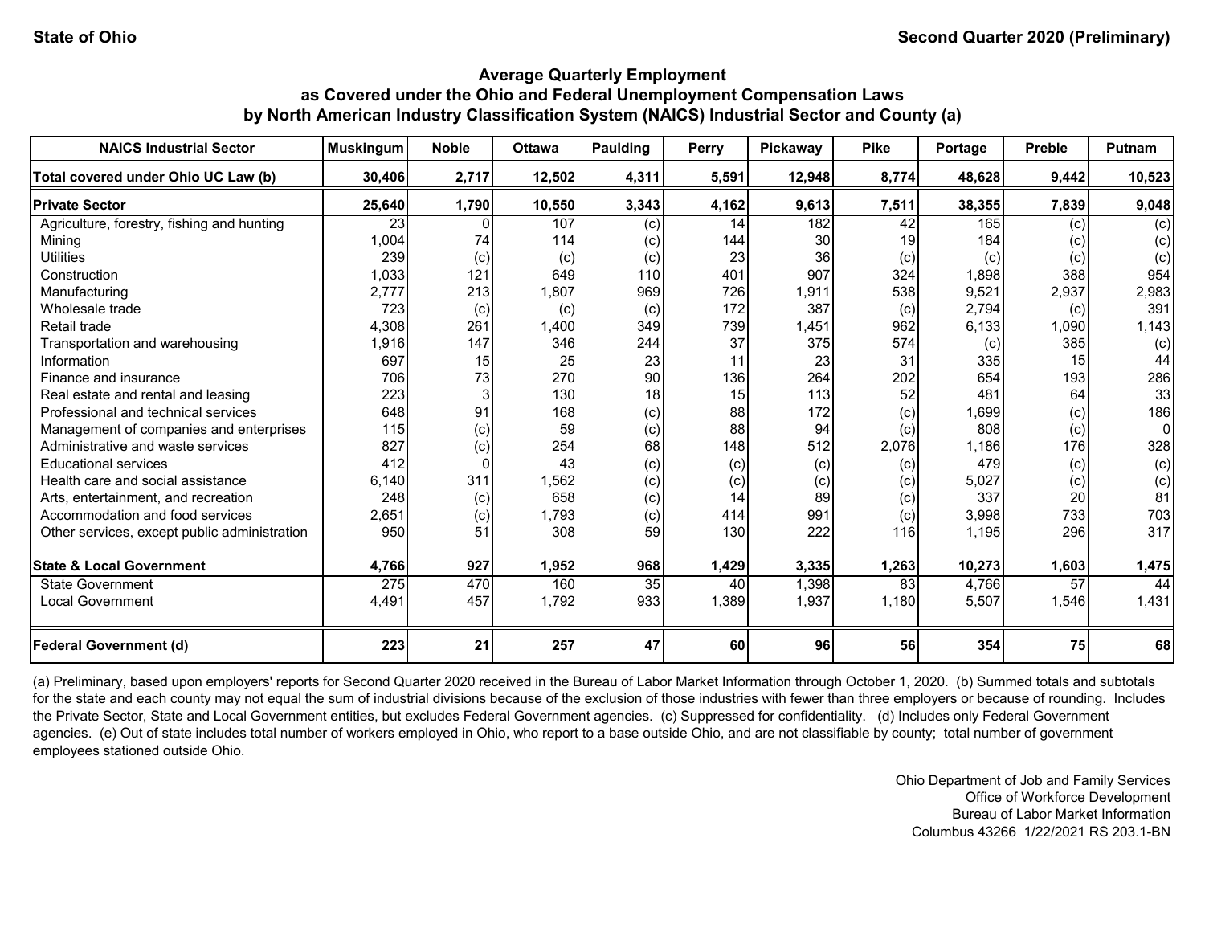State of Ohio

Second Quarter 2020 (Preliminary)

# Average Quarterly Employment as Covered under the Ohio and Federal Unemployment Compensation Laws by North American Industry Classification System (NAICS) Industrial Sector and County (a)

| NAICS Industrial Sector | Muskingum | Noble | Ottawa | Paulding | Perry | Pickaway | Pike | Portage | Preble | Putnam |
|---|---|---|---|---|---|---|---|---|---|---|
| **Total covered under Ohio UC Law (b)** | **30,406** | **2,717** | **12,502** | **4,311** | **5,591** | **12,948** | **8,774** | **48,628** | **9,442** | **10,523** |
| **Private Sector** | **25,640** | **1,790** | **10,550** | **3,343** | **4,162** | **9,613** | **7,511** | **38,355** | **7,839** | **9,048** |
| Agriculture, forestry, fishing and hunting | 23 | 0 | 107 | (c) | 14 | 182 | 42 | 165 | (c) | (c) |
| Mining | 1,004 | 74 | 114 | (c) | 144 | 30 | 19 | 184 | (c) | (c) |
| Utilities | 239 | (c) | (c) | (c) | 23 | 36 | (c) | (c) | (c) | (c) |
| Construction | 1,033 | 121 | 649 | 110 | 401 | 907 | 324 | 1,898 | 388 | 954 |
| Manufacturing | 2,777 | 213 | 1,807 | 969 | 726 | 1,911 | 538 | 9,521 | 2,937 | 2,983 |
| Wholesale trade | 723 | (c) | (c) | (c) | 172 | 387 | (c) | 2,794 | (c) | 391 |
| Retail trade | 4,308 | 261 | 1,400 | 349 | 739 | 1,451 | 962 | 6,133 | 1,090 | 1,143 |
| Transportation and warehousing | 1,916 | 147 | 346 | 244 | 37 | 375 | 574 | (c) | 385 | (c) |
| Information | 697 | 15 | 25 | 23 | 11 | 23 | 31 | 335 | 15 | 44 |
| Finance and insurance | 706 | 73 | 270 | 90 | 136 | 264 | 202 | 654 | 193 | 286 |
| Real estate and rental and leasing | 223 | 3 | 130 | 18 | 15 | 113 | 52 | 481 | 64 | 33 |
| Professional and technical services | 648 | 91 | 168 | (c) | 88 | 172 | (c) | 1,699 | (c) | 186 |
| Management of companies and enterprises | 115 | (c) | 59 | (c) | 88 | 94 | (c) | 808 | (c) | 0 |
| Administrative and waste services | 827 | (c) | 254 | 68 | 148 | 512 | 2,076 | 1,186 | 176 | 328 |
| Educational services | 412 | 0 | 43 | (c) | (c) | (c) | (c) | 479 | (c) | (c) |
| Health care and social assistance | 6,140 | 311 | 1,562 | (c) | (c) | (c) | (c) | 5,027 | (c) | (c) |
| Arts, entertainment, and recreation | 248 | (c) | 658 | (c) | 14 | 89 | (c) | 337 | 20 | 81 |
| Accommodation and food services | 2,651 | (c) | 1,793 | (c) | 414 | 991 | (c) | 3,998 | 733 | 703 |
| Other services, except public administration | 950 | 51 | 308 | 59 | 130 | 222 | 116 | 1,195 | 296 | 317 |
| **State & Local Government** | **4,766** | **927** | **1,952** | **968** | **1,429** | **3,335** | **1,263** | **10,273** | **1,603** | **1,475** |
| State Government | 275 | 470 | 160 | 35 | 40 | 1,398 | 83 | 4,766 | 57 | 44 |
| Local Government | 4,491 | 457 | 1,792 | 933 | 1,389 | 1,937 | 1,180 | 5,507 | 1,546 | 1,431 |
| **Federal Government (d)** | **223** | **21** | **257** | **47** | **60** | **96** | **56** | **354** | **75** | **68** |

(a) Preliminary, based upon employers' reports for Second Quarter 2020 received in the Bureau of Labor Market Information through October 1, 2020. (b) Summed totals and subtotals for the state and each county may not equal the sum of industrial divisions because of the exclusion of those industries with fewer than three employers or because of rounding. Includes the Private Sector, State and Local Government entities, but excludes Federal Government agencies. (c) Suppressed for confidentiality. (d) Includes only Federal Government agencies. (e) Out of state includes total number of workers employed in Ohio, who report to a base outside Ohio, and are not classifiable by county; total number of government employees stationed outside Ohio.

Ohio Department of Job and Family Services
Office of Workforce Development
Bureau of Labor Market Information
Columbus 43266 1/22/2021 RS 203.1-BN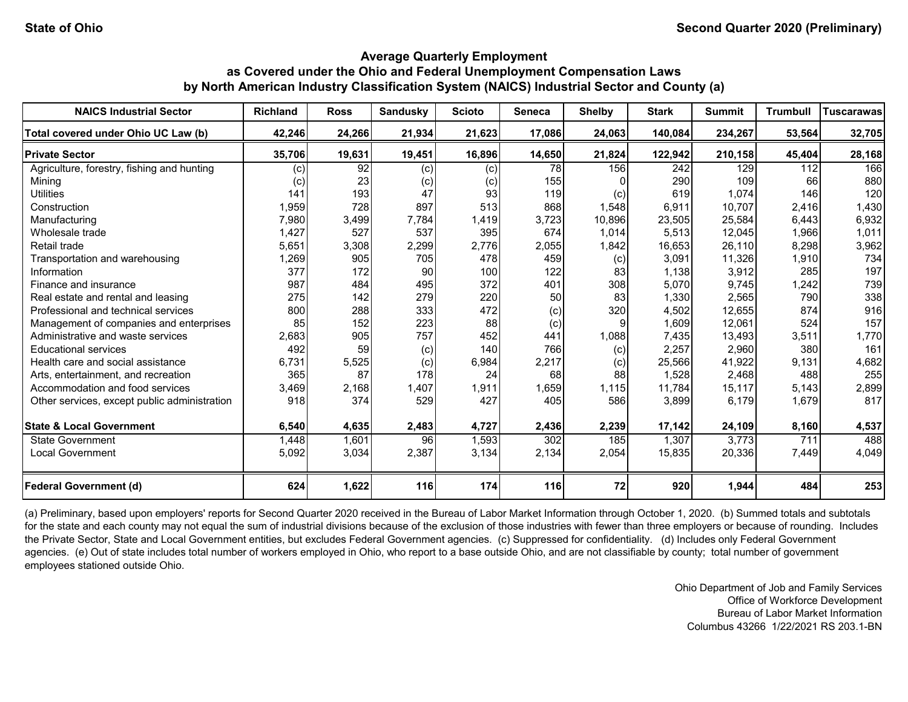State of Ohio | Second Quarter 2020 (Preliminary)

## Average Quarterly Employment as Covered under the Ohio and Federal Unemployment Compensation Laws by North American Industry Classification System (NAICS) Industrial Sector and County (a)

| NAICS Industrial Sector | Richland | Ross | Sandusky | Scioto | Seneca | Shelby | Stark | Summit | Trumbull | Tuscarawas |
|---|---|---|---|---|---|---|---|---|---|---|
| **Total covered under Ohio UC Law (b)** | **42,246** | **24,266** | **21,934** | **21,623** | **17,086** | **24,063** | **140,084** | **234,267** | **53,564** | **32,705** |
| **Private Sector** | **35,706** | **19,631** | **19,451** | **16,896** | **14,650** | **21,824** | **122,942** | **210,158** | **45,404** | **28,168** |
| Agriculture, forestry, fishing and hunting | (c) | 92 | (c) | (c) | 78 | 156 | 242 | 129 | 112 | 166 |
| Mining | (c) | 23 | (c) | (c) | 155 | 0 | 290 | 109 | 66 | 880 |
| Utilities | 141 | 193 | 47 | 93 | 119 | (c) | 619 | 1,074 | 146 | 120 |
| Construction | 1,959 | 728 | 897 | 513 | 868 | 1,548 | 6,911 | 10,707 | 2,416 | 1,430 |
| Manufacturing | 7,980 | 3,499 | 7,784 | 1,419 | 3,723 | 10,896 | 23,505 | 25,584 | 6,443 | 6,932 |
| Wholesale trade | 1,427 | 527 | 537 | 395 | 674 | 1,014 | 5,513 | 12,045 | 1,966 | 1,011 |
| Retail trade | 5,651 | 3,308 | 2,299 | 2,776 | 2,055 | 1,842 | 16,653 | 26,110 | 8,298 | 3,962 |
| Transportation and warehousing | 1,269 | 905 | 705 | 478 | 459 | (c) | 3,091 | 11,326 | 1,910 | 734 |
| Information | 377 | 172 | 90 | 100 | 122 | 83 | 1,138 | 3,912 | 285 | 197 |
| Finance and insurance | 987 | 484 | 495 | 372 | 401 | 308 | 5,070 | 9,745 | 1,242 | 739 |
| Real estate and rental and leasing | 275 | 142 | 279 | 220 | 50 | 83 | 1,330 | 2,565 | 790 | 338 |
| Professional and technical services | 800 | 288 | 333 | 472 | (c) | 320 | 4,502 | 12,655 | 874 | 916 |
| Management of companies and enterprises | 85 | 152 | 223 | 88 | (c) | 9 | 1,609 | 12,061 | 524 | 157 |
| Administrative and waste services | 2,683 | 905 | 757 | 452 | 441 | 1,088 | 7,435 | 13,493 | 3,511 | 1,770 |
| Educational services | 492 | 59 | (c) | 140 | 766 | (c) | 2,257 | 2,960 | 380 | 161 |
| Health care and social assistance | 6,731 | 5,525 | (c) | 6,984 | 2,217 | (c) | 25,566 | 41,922 | 9,131 | 4,682 |
| Arts, entertainment, and recreation | 365 | 87 | 178 | 24 | 68 | 88 | 1,528 | 2,468 | 488 | 255 |
| Accommodation and food services | 3,469 | 2,168 | 1,407 | 1,911 | 1,659 | 1,115 | 11,784 | 15,117 | 5,143 | 2,899 |
| Other services, except public administration | 918 | 374 | 529 | 427 | 405 | 586 | 3,899 | 6,179 | 1,679 | 817 |
| **State & Local Government** | **6,540** | **4,635** | **2,483** | **4,727** | **2,436** | **2,239** | **17,142** | **24,109** | **8,160** | **4,537** |
| State Government | 1,448 | 1,601 | 96 | 1,593 | 302 | 185 | 1,307 | 3,773 | 711 | 488 |
| Local Government | 5,092 | 3,034 | 2,387 | 3,134 | 2,134 | 2,054 | 15,835 | 20,336 | 7,449 | 4,049 |
| **Federal Government (d)** | **624** | **1,622** | **116** | **174** | **116** | **72** | **920** | **1,944** | **484** | **253** |

(a) Preliminary, based upon employers' reports for Second Quarter 2020 received in the Bureau of Labor Market Information through October 1, 2020. (b) Summed totals and subtotals for the state and each county may not equal the sum of industrial divisions because of the exclusion of those industries with fewer than three employers or because of rounding. Includes the Private Sector, State and Local Government entities, but excludes Federal Government agencies. (c) Suppressed for confidentiality. (d) Includes only Federal Government agencies. (e) Out of state includes total number of workers employed in Ohio, who report to a base outside Ohio, and are not classifiable by county; total number of government employees stationed outside Ohio.

Ohio Department of Job and Family Services
Office of Workforce Development
Bureau of Labor Market Information
Columbus 43266 1/22/2021 RS 203.1-BN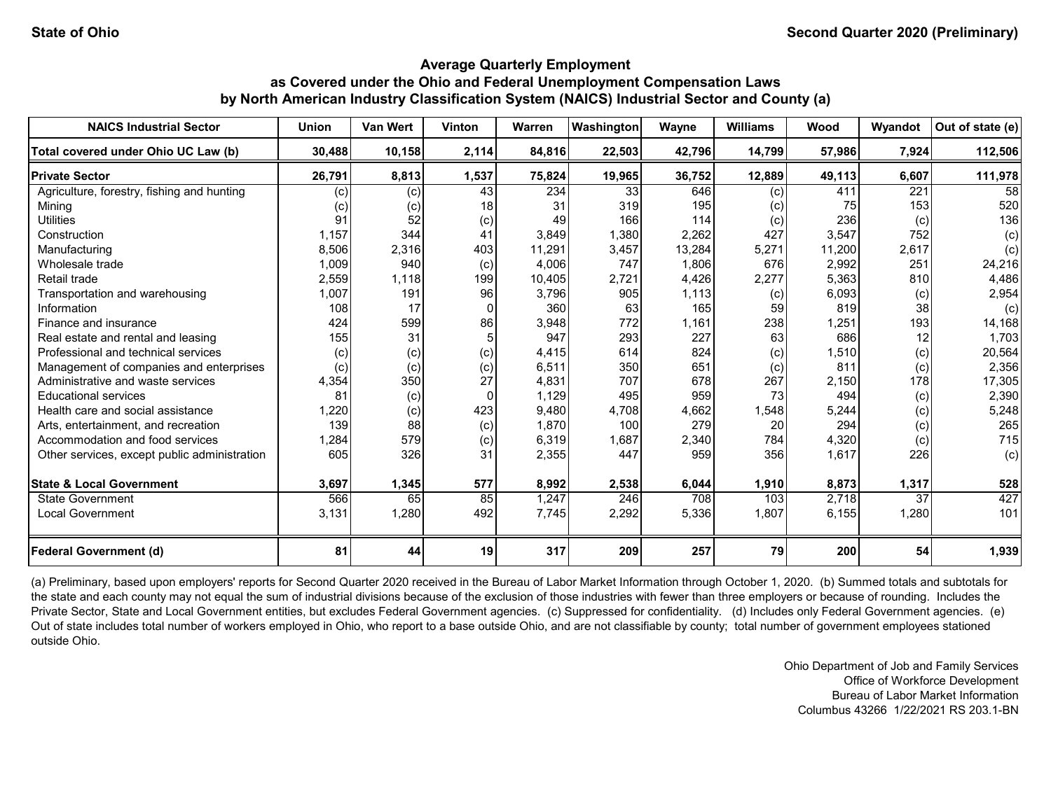State of Ohio

Second Quarter 2020 (Preliminary)

## Average Quarterly Employment as Covered under the Ohio and Federal Unemployment Compensation Laws by North American Industry Classification System (NAICS) Industrial Sector and County (a)

| NAICS Industrial Sector | Union | Van Wert | Vinton | Warren | Washington | Wayne | Williams | Wood | Wyandot | Out of state (e) |
|---|---|---|---|---|---|---|---|---|---|---|
| **Total covered under Ohio UC Law (b)** | **30,488** | **10,158** | **2,114** | **84,816** | **22,503** | **42,796** | **14,799** | **57,986** | **7,924** | **112,506** |
| **Private Sector** | **26,791** | **8,813** | **1,537** | **75,824** | **19,965** | **36,752** | **12,889** | **49,113** | **6,607** | **111,978** |
| Agriculture, forestry, fishing and hunting | (c) | (c) | 43 | 234 | 33 | 646 | (c) | 411 | 221 | 58 |
| Mining | (c) | (c) | 18 | 31 | 319 | 195 | (c) | 75 | 153 | 520 |
| Utilities | 91 | 52 | (c) | 49 | 166 | 114 | (c) | 236 | (c) | 136 |
| Construction | 1,157 | 344 | 41 | 3,849 | 1,380 | 2,262 | 427 | 3,547 | 752 | (c) |
| Manufacturing | 8,506 | 2,316 | 403 | 11,291 | 3,457 | 13,284 | 5,271 | 11,200 | 2,617 | (c) |
| Wholesale trade | 1,009 | 940 | (c) | 4,006 | 747 | 1,806 | 676 | 2,992 | 251 | 24,216 |
| Retail trade | 2,559 | 1,118 | 199 | 10,405 | 2,721 | 4,426 | 2,277 | 5,363 | 810 | 4,486 |
| Transportation and warehousing | 1,007 | 191 | 96 | 3,796 | 905 | 1,113 | (c) | 6,093 | (c) | 2,954 |
| Information | 108 | 17 | 0 | 360 | 63 | 165 | 59 | 819 | 38 | (c) |
| Finance and insurance | 424 | 599 | 86 | 3,948 | 772 | 1,161 | 238 | 1,251 | 193 | 14,168 |
| Real estate and rental and leasing | 155 | 31 | 5 | 947 | 293 | 227 | 63 | 686 | 12 | 1,703 |
| Professional and technical services | (c) | (c) | (c) | 4,415 | 614 | 824 | (c) | 1,510 | (c) | 20,564 |
| Management of companies and enterprises | (c) | (c) | (c) | 6,511 | 350 | 651 | (c) | 811 | (c) | 2,356 |
| Administrative and waste services | 4,354 | 350 | 27 | 4,831 | 707 | 678 | 267 | 2,150 | 178 | 17,305 |
| Educational services | 81 | (c) | 0 | 1,129 | 495 | 959 | 73 | 494 | (c) | 2,390 |
| Health care and social assistance | 1,220 | (c) | 423 | 9,480 | 4,708 | 4,662 | 1,548 | 5,244 | (c) | 5,248 |
| Arts, entertainment, and recreation | 139 | 88 | (c) | 1,870 | 100 | 279 | 20 | 294 | (c) | 265 |
| Accommodation and food services | 1,284 | 579 | (c) | 6,319 | 1,687 | 2,340 | 784 | 4,320 | (c) | 715 |
| Other services, except public administration | 605 | 326 | 31 | 2,355 | 447 | 959 | 356 | 1,617 | 226 | (c) |
| **State & Local Government** | **3,697** | **1,345** | **577** | **8,992** | **2,538** | **6,044** | **1,910** | **8,873** | **1,317** | **528** |
| State Government | 566 | 65 | 85 | 1,247 | 246 | 708 | 103 | 2,718 | 37 | 427 |
| Local Government | 3,131 | 1,280 | 492 | 7,745 | 2,292 | 5,336 | 1,807 | 6,155 | 1,280 | 101 |
| **Federal Government (d)** | **81** | **44** | **19** | **317** | **209** | **257** | **79** | **200** | **54** | **1,939** |

(a) Preliminary, based upon employers' reports for Second Quarter 2020 received in the Bureau of Labor Market Information through October 1, 2020. (b) Summed totals and subtotals for the state and each county may not equal the sum of industrial divisions because of the exclusion of those industries with fewer than three employers or because of rounding. Includes the Private Sector, State and Local Government entities, but excludes Federal Government agencies. (c) Suppressed for confidentiality. (d) Includes only Federal Government agencies. (e) Out of state includes total number of workers employed in Ohio, who report to a base outside Ohio, and are not classifiable by county; total number of government employees stationed outside Ohio.

Ohio Department of Job and Family Services
Office of Workforce Development
Bureau of Labor Market Information
Columbus 43266 1/22/2021 RS 203.1-BN